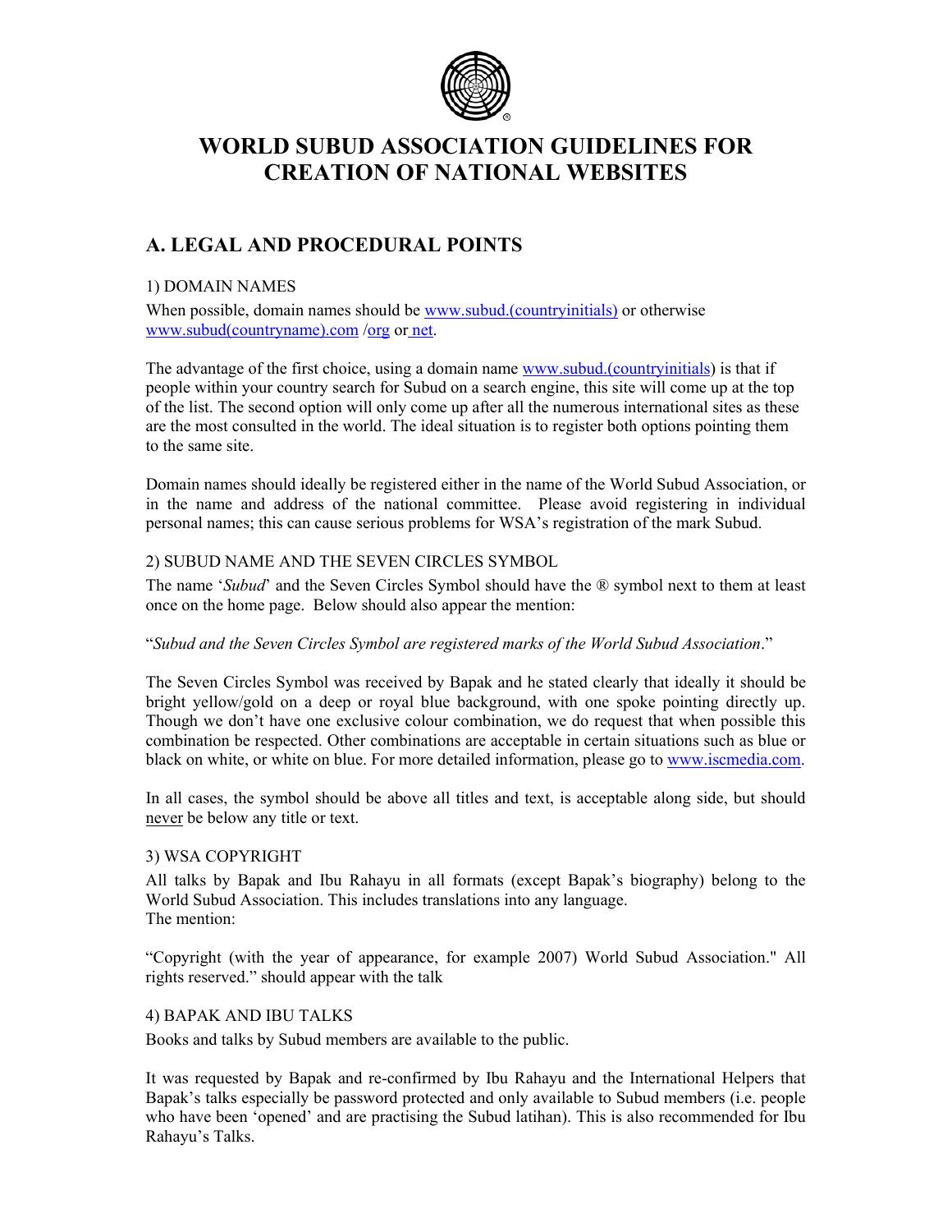# WORLD SUBUD ASSOCIATION GUIDELINES FOR CREATION OF NATIONAL WEBSITES

## A. LEGAL AND PROCEDURAL POINTS

### 1) DOMAIN NAMES

When possible, domain names should be www.subud.(countryinitials) or otherwise www.subud(countryname).com /org or net.

The advantage of the first choice, using a domain name www.subud.(countryinitials) is that if people within your country search for Subud on a search engine, this site will come up at the top of the list. The second option will only come up after all the numerous international sites as these are the most consulted in the world. The ideal situation is to register both options pointing them to the same site.

Domain names should ideally be registered either in the name of the World Subud Association, or in the name and address of the national committee. Please avoid registering in individual personal names; this can cause serious problems for WSA's registration of the mark Subud.

### 2) SUBUD NAME AND THE SEVEN CIRCLES SYMBOL

The name '*Subud*' and the Seven Circles Symbol should have the ® symbol next to them at least once on the home page. Below should also appear the mention:

"*Subud and the Seven Circles Symbol are registered marks of the World Subud Association*."

The Seven Circles Symbol was received by Bapak and he stated clearly that ideally it should be bright yellow/gold on a deep or royal blue background, with one spoke pointing directly up. Though we don't have one exclusive colour combination, we do request that when possible this combination be respected. Other combinations are acceptable in certain situations such as blue or black on white, or white on blue. For more detailed information, please go to www.iscmedia.com.

In all cases, the symbol should be above all titles and text, is acceptable along side, but should never be below any title or text.

### 3) WSA COPYRIGHT

All talks by Bapak and Ibu Rahayu in all formats (except Bapak's biography) belong to the World Subud Association. This includes translations into any language.
The mention:

"Copyright (with the year of appearance, for example 2007) World Subud Association." All rights reserved." should appear with the talk

### 4) BAPAK AND IBU TALKS

Books and talks by Subud members are available to the public.

It was requested by Bapak and re-confirmed by Ibu Rahayu and the International Helpers that Bapak's talks especially be password protected and only available to Subud members (i.e. people who have been 'opened' and are practising the Subud latihan). This is also recommended for Ibu Rahayu's Talks.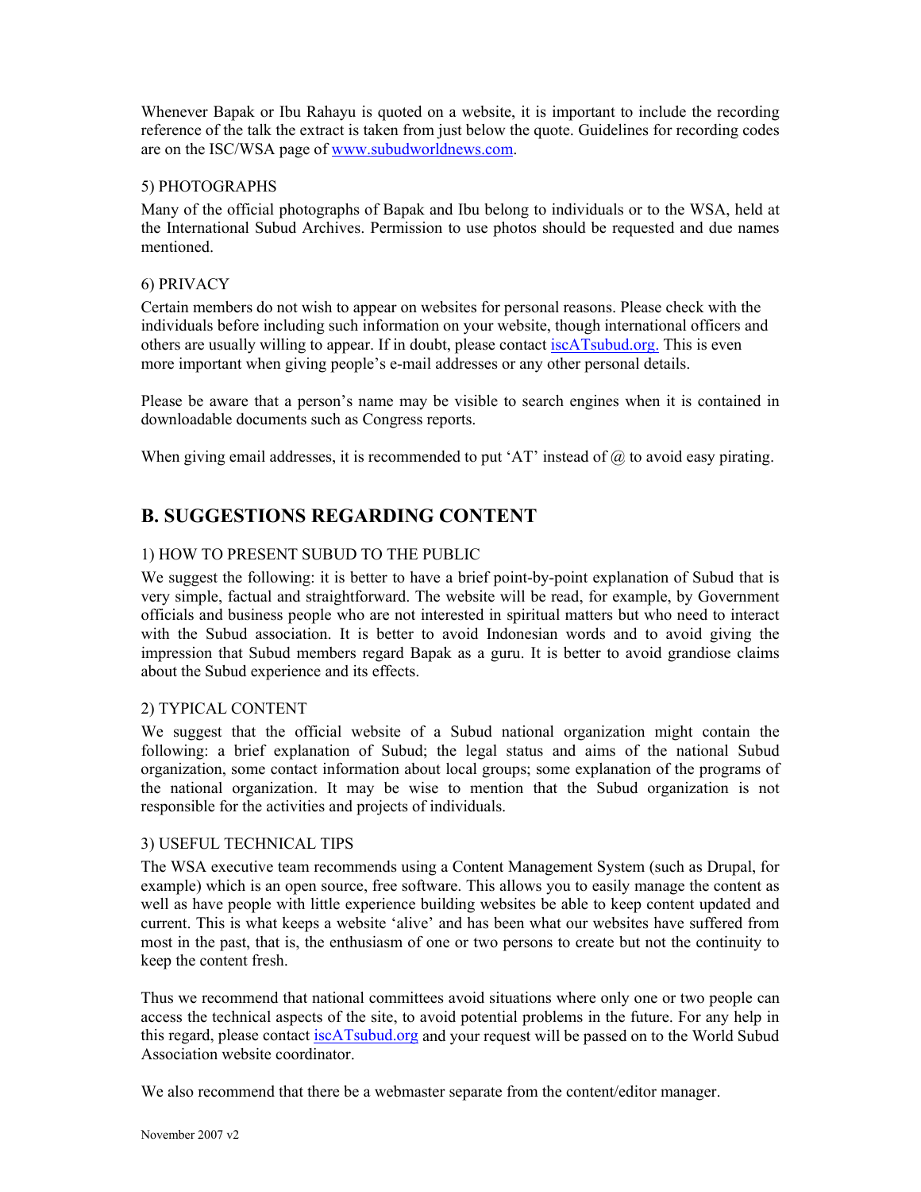Whenever Bapak or Ibu Rahayu is quoted on a website, it is important to include the recording reference of the talk the extract is taken from just below the quote. Guidelines for recording codes are on the ISC/WSA page of www.subudworldnews.com.

5) PHOTOGRAPHS

Many of the official photographs of Bapak and Ibu belong to individuals or to the WSA, held at the International Subud Archives. Permission to use photos should be requested and due names mentioned.

6) PRIVACY

Certain members do not wish to appear on websites for personal reasons. Please check with the individuals before including such information on your website, though international officers and others are usually willing to appear. If in doubt, please contact iscATsubud.org. This is even more important when giving people's e-mail addresses or any other personal details.

Please be aware that a person's name may be visible to search engines when it is contained in downloadable documents such as Congress reports.

When giving email addresses, it is recommended to put 'AT' instead of @ to avoid easy pirating.

## B. SUGGESTIONS REGARDING CONTENT

1) HOW TO PRESENT SUBUD TO THE PUBLIC

We suggest the following: it is better to have a brief point-by-point explanation of Subud that is very simple, factual and straightforward. The website will be read, for example, by Government officials and business people who are not interested in spiritual matters but who need to interact with the Subud association. It is better to avoid Indonesian words and to avoid giving the impression that Subud members regard Bapak as a guru. It is better to avoid grandiose claims about the Subud experience and its effects.

2) TYPICAL CONTENT

We suggest that the official website of a Subud national organization might contain the following: a brief explanation of Subud; the legal status and aims of the national Subud organization, some contact information about local groups; some explanation of the programs of the national organization. It may be wise to mention that the Subud organization is not responsible for the activities and projects of individuals.

3) USEFUL TECHNICAL TIPS

The WSA executive team recommends using a Content Management System (such as Drupal, for example) which is an open source, free software. This allows you to easily manage the content as well as have people with little experience building websites be able to keep content updated and current. This is what keeps a website 'alive' and has been what our websites have suffered from most in the past, that is, the enthusiasm of one or two persons to create but not the continuity to keep the content fresh.

Thus we recommend that national committees avoid situations where only one or two people can access the technical aspects of the site, to avoid potential problems in the future. For any help in this regard, please contact iscATsubud.org and your request will be passed on to the World Subud Association website coordinator.

We also recommend that there be a webmaster separate from the content/editor manager.

November 2007 v2